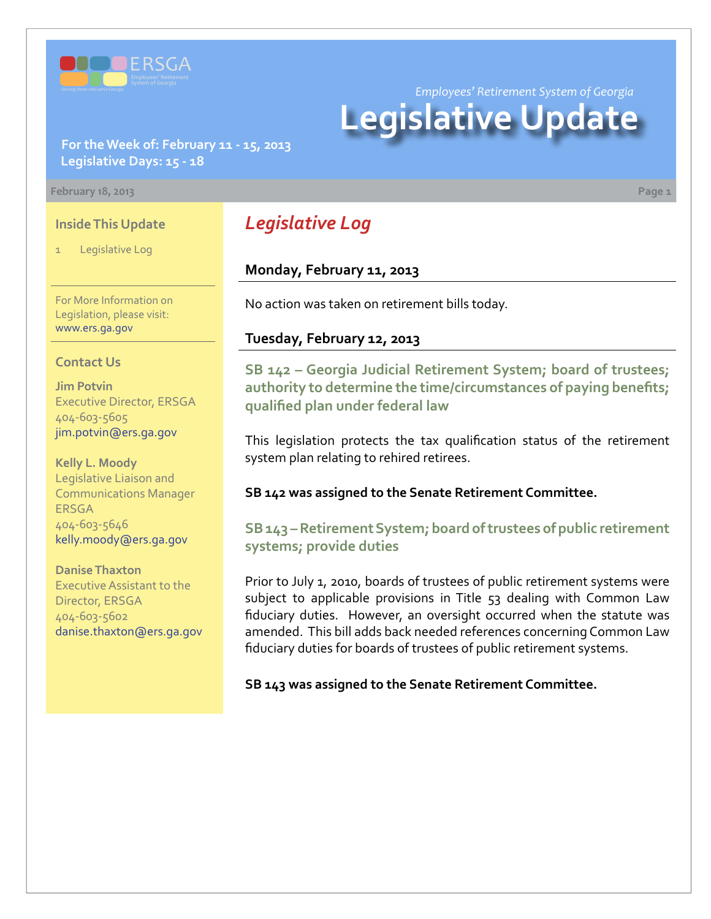Employees' Retirement System of Georgia

# Legislative Update

**For the Week of: February 11 - 15, 2013**
**Legislative Days: 15 - 18**

February 18, 2013

## Inside This Update

1 Legislative Log

For More Information on Legislation, please visit: www.ers.ga.gov

## Contact Us

**Jim Potvin**
Executive Director, ERSGA
404-603-5605
jim.potvin@ers.ga.gov

**Kelly L. Moody**
Legislative Liaison and Communications Manager
ERSGA
404-603-5646
kelly.moody@ers.ga.gov

**Danise Thaxton**
Executive Assistant to the Director, ERSGA
404-603-5602
danise.thaxton@ers.ga.gov

## *Legislative Log*

### Monday, February 11, 2013

No action was taken on retirement bills today.

### Tuesday, February 12, 2013

#### SB 142 – Georgia Judicial Retirement System; board of trustees; authority to determine the time/circumstances of paying benefits; qualified plan under federal law

This legislation protects the tax qualification status of the retirement system plan relating to rehired retirees.

**SB 142 was assigned to the Senate Retirement Committee.**

#### SB 143 – Retirement System; board of trustees of public retirement systems; provide duties

Prior to July 1, 2010, boards of trustees of public retirement systems were subject to applicable provisions in Title 53 dealing with Common Law fiduciary duties. However, an oversight occurred when the statute was amended. This bill adds back needed references concerning Common Law fiduciary duties for boards of trustees of public retirement systems.

**SB 143 was assigned to the Senate Retirement Committee.**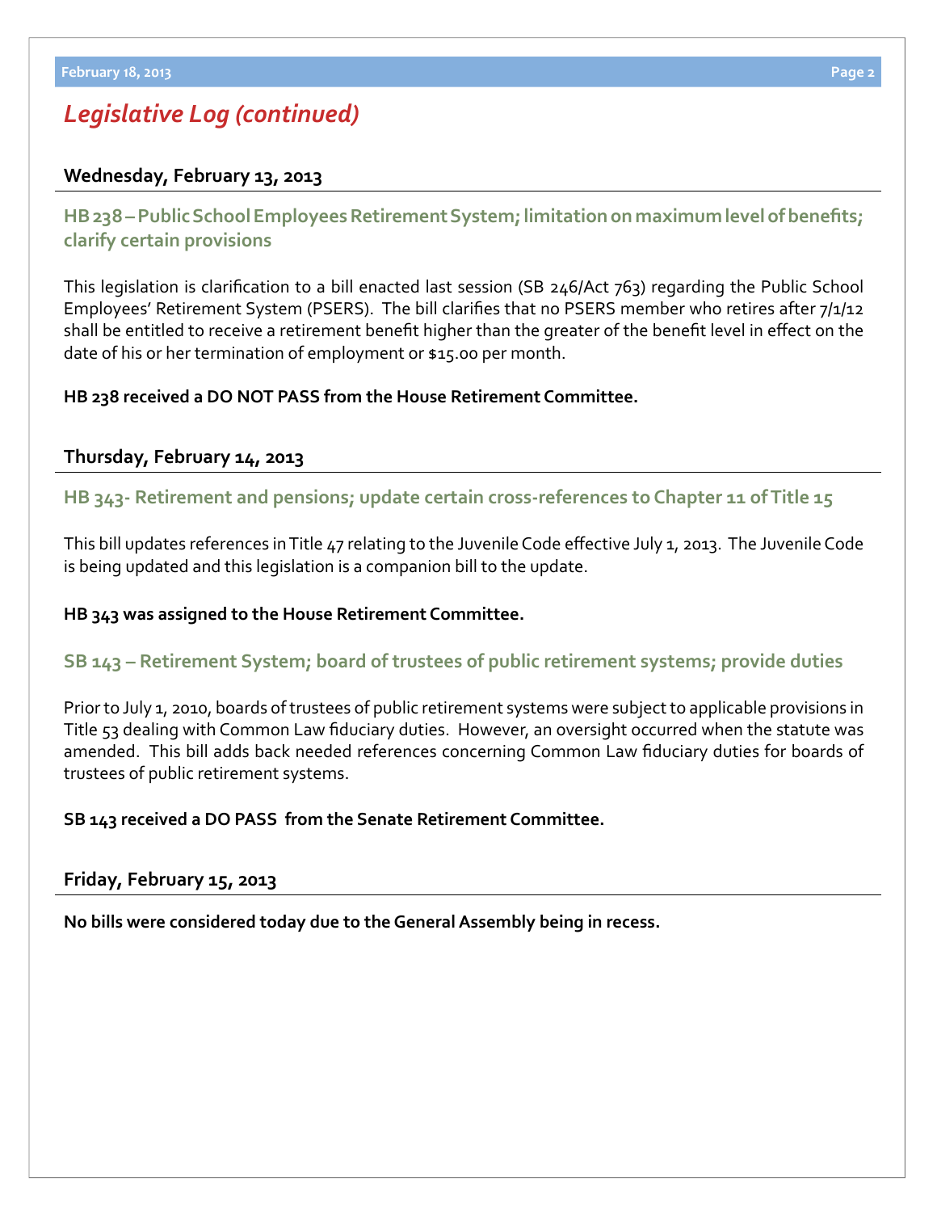## *Legislative Log (continued)*

### Wednesday, February 13, 2013

#### HB 238 – Public School Employees Retirement System; limitation on maximum level of benefits; clarify certain provisions

This legislation is clarification to a bill enacted last session (SB 246/Act 763) regarding the Public School Employees' Retirement System (PSERS). The bill clarifies that no PSERS member who retires after 7/1/12 shall be entitled to receive a retirement benefit higher than the greater of the benefit level in effect on the date of his or her termination of employment or $15.00 per month.

**HB 238 received a DO NOT PASS from the House Retirement Committee.**

### Thursday, February 14, 2013

#### HB 343- Retirement and pensions; update certain cross-references to Chapter 11 of Title 15

This bill updates references in Title 47 relating to the Juvenile Code effective July 1, 2013. The Juvenile Code is being updated and this legislation is a companion bill to the update.

**HB 343 was assigned to the House Retirement Committee.**

#### SB 143 – Retirement System; board of trustees of public retirement systems; provide duties

Prior to July 1, 2010, boards of trustees of public retirement systems were subject to applicable provisions in Title 53 dealing with Common Law fiduciary duties. However, an oversight occurred when the statute was amended. This bill adds back needed references concerning Common Law fiduciary duties for boards of trustees of public retirement systems.

**SB 143 received a DO PASS from the Senate Retirement Committee.**

### Friday, February 15, 2013

**No bills were considered today due to the General Assembly being in recess.**